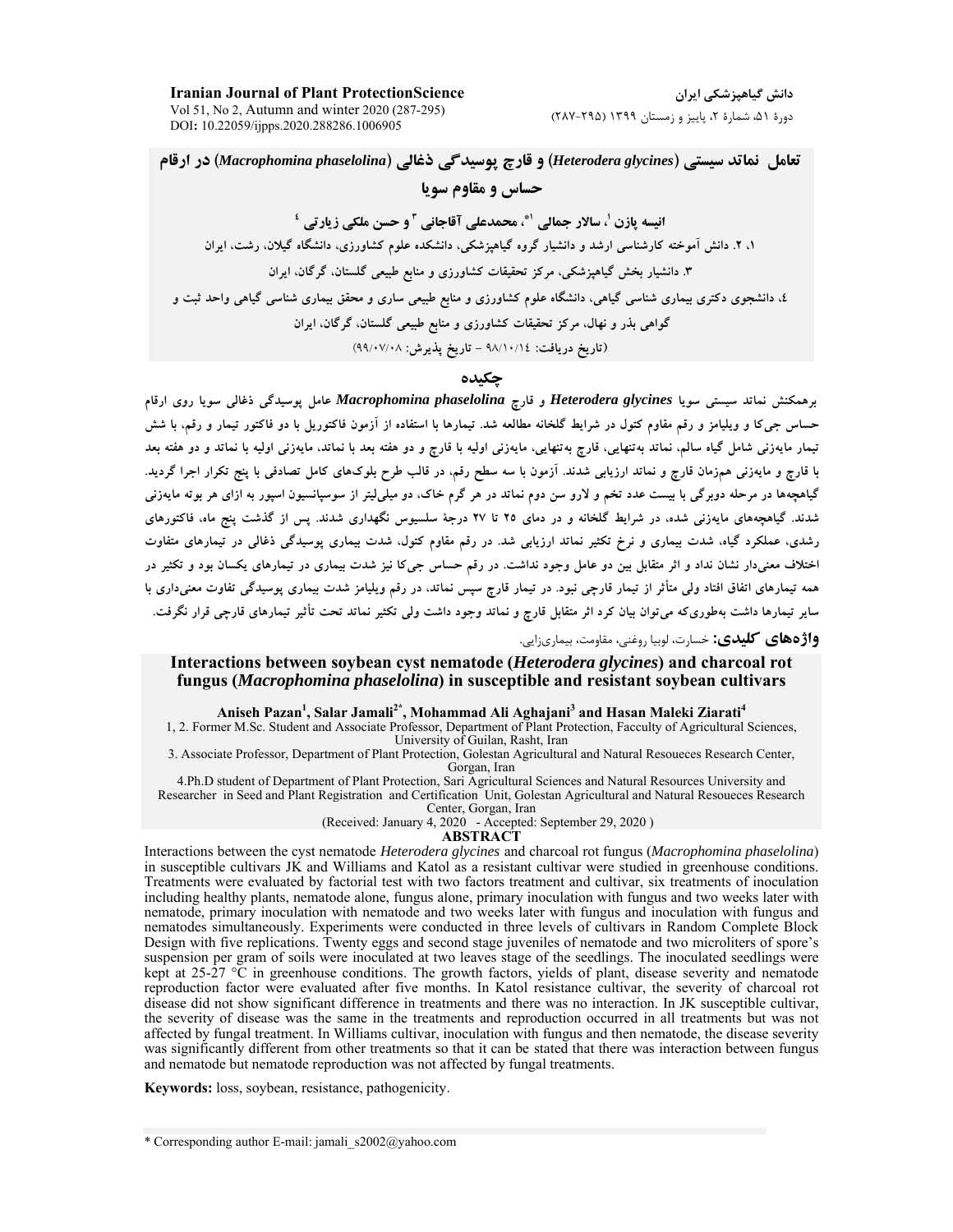# تعامل نماتد سیستی (*Heterodera glycines*) و قارچ پوسیدگی ذغالی (*Macrophomina phaselolina*) در ارقام حساس و مقاوم سویا

**انیسه پازن [1]، سالار جمالی [2*]، محمدعلی آقاجانی [3] و حسن ملکی زیارتی [4]**

۱، ۲. دانش آموخته کارشناسی ارشد و دانشیار گروه گیاهپزشکی، دانشکده علوم کشاورزی، دانشگاه گیلان، رشت، ایران

۳. دانشیار بخش گیاهپزشکی، مرکز تحقیقات کشاورزی و منابع طبیعی گلستان، گرگان، ایران

٤، دانشجوی دکتری بیماری شناسی گیاهی، دانشگاه علوم کشاورزی و منابع طبیعی ساری و محقق بیماری شناسی گیاهی واحد ثبت و گواهی بذر و نهال، مرکز تحقیقات کشاورزی و منابع طبیعی گلستان، گرگان، ایران

(تاریخ دریافت: ۹۸/۱۰/۱٤ - تاریخ پذیرش: ۹۹/۰۷/۰۸)

## چکیده

برهمکنش نماتد سیستی سویا *Heterodera glycines* و قارچ *Macrophomina phaselolina* عامل پوسیدگی ذغالی سویا روی ارقام حساس جی‌کا و ویلیامز و رقم مقاوم کتول در شرایط گلخانه مطالعه شد. تیمارها با استفاده از آزمون فاکتوریل با دو فاکتور تیمار و رقم، با شش تیمار مایه‌زنی شامل گیاه سالم، نماتد به‌تنهایی، قارچ به‌تنهایی، مایه‌زنی اولیه با قارچ و دو هفته بعد با نماتد، مایه‌زنی اولیه با نماتد و دو هفته بعد با قارچ و مایه‌زنی هم‌زمان قارچ و نماتد ارزیابی شدند. آزمون با سه سطح رقم، در قالب طرح بلوک‌های کامل تصادفی با پنج تکرار اجرا گردید. گیاهچه‌ها در مرحله دوبرگی با بیست عدد تخم و لارو سن دوم نماتد در هر گرم خاک، دو میلی‌لیتر از سوسپانسیون اسپور به ازای هر بوته مایه‌زنی شدند. گیاهچه‌های مایه‌زنی شده، در شرایط گلخانه و در دمای ۲۵ تا ۲۷ درجهٔ سلسیوس نگهداری شدند. پس از گذشت پنج ماه، فاکتورهای رشدی، عملکرد گیاه، شدت بیماری و نرخ تکثیر نماتد ارزیابی شد. در رقم مقاوم کتول، شدت بیماری پوسیدگی ذغالی در تیمارهای متفاوت اختلاف معنی‌دار نشان نداد و اثر متقابل بین دو عامل وجود نداشت. در رقم حساس جی‌کا نیز شدت بیماری در تیمارهای یکسان بود و تکثیر در همه تیمارهای اتفاق افتاد ولی متأثر از تیمار قارچی نبود. در تیمار قارچ سپس نماتد، در رقم ویلیامز شدت بیماری پوسیدگی تفاوت معنی‌داری با سایر تیمارها داشت به‌طوری‌که می‌توان بیان کرد اثر متقابل قارچ و نماتد وجود داشت ولی تکثیر نماتد تحت تأثیر تیمارهای قارچی قرار نگرفت.

**واژه‌های کلیدی:** خسارت، لوبیا روغنی، مقاومت، بیماری‌زایی.

# Interactions between soybean cyst nematode (*Heterodera glycines*) and charcoal rot fungus (*Macrophomina phaselolina*) in susceptible and resistant soybean cultivars

**Aniseh Pazan[1], Salar Jamali[2*], Mohammad Ali Aghajani[3] and Hasan Maleki Ziarati[4]**

1, 2. Former M.Sc. Student and Associate Professor, Department of Plant Protection, Facculty of Agricultural Sciences, University of Guilan, Rasht, Iran

3. Associate Professor, Department of Plant Protection, Golestan Agricultural and Natural Resoueces Research Center, Gorgan, Iran

4.Ph.D student of Department of Plant Protection, Sari Agricultural Sciences and Natural Resources University and Researcher in Seed and Plant Registration and Certification Unit, Golestan Agricultural and Natural Resoueces Research Center, Gorgan, Iran

(Received: January 4, 2020 - Accepted: September 29, 2020 )

## ABSTRACT

Interactions between the cyst nematode *Heterodera glycines* and charcoal rot fungus (*Macrophomina phaselolina*) in susceptible cultivars JK and Williams and Katol as a resistant cultivar were studied in greenhouse conditions. Treatments were evaluated by factorial test with two factors treatment and cultivar, six treatments of inoculation including healthy plants, nematode alone, fungus alone, primary inoculation with fungus and two weeks later with nematode, primary inoculation with nematode and two weeks later with fungus and inoculation with fungus and nematodes simultaneously. Experiments were conducted in three levels of cultivars in Random Complete Block Design with five replications. Twenty eggs and second stage juveniles of nematode and two microliters of spore's suspension per gram of soils were inoculated at two leaves stage of the seedlings. The inoculated seedlings were kept at 25-27 °C in greenhouse conditions. The growth factors, yields of plant, disease severity and nematode reproduction factor were evaluated after five months. In Katol resistance cultivar, the severity of charcoal rot disease did not show significant difference in treatments and there was no interaction. In JK susceptible cultivar, the severity of disease was the same in the treatments and reproduction occurred in all treatments but was not affected by fungal treatment. In Williams cultivar, inoculation with fungus and then nematode, the disease severity was significantly different from other treatments so that it can be stated that there was interaction between fungus and nematode but nematode reproduction was not affected by fungal treatments.

**Keywords:** loss, soybean, resistance, pathogenicity.

* Corresponding author E-mail: jamali_s2002@yahoo.com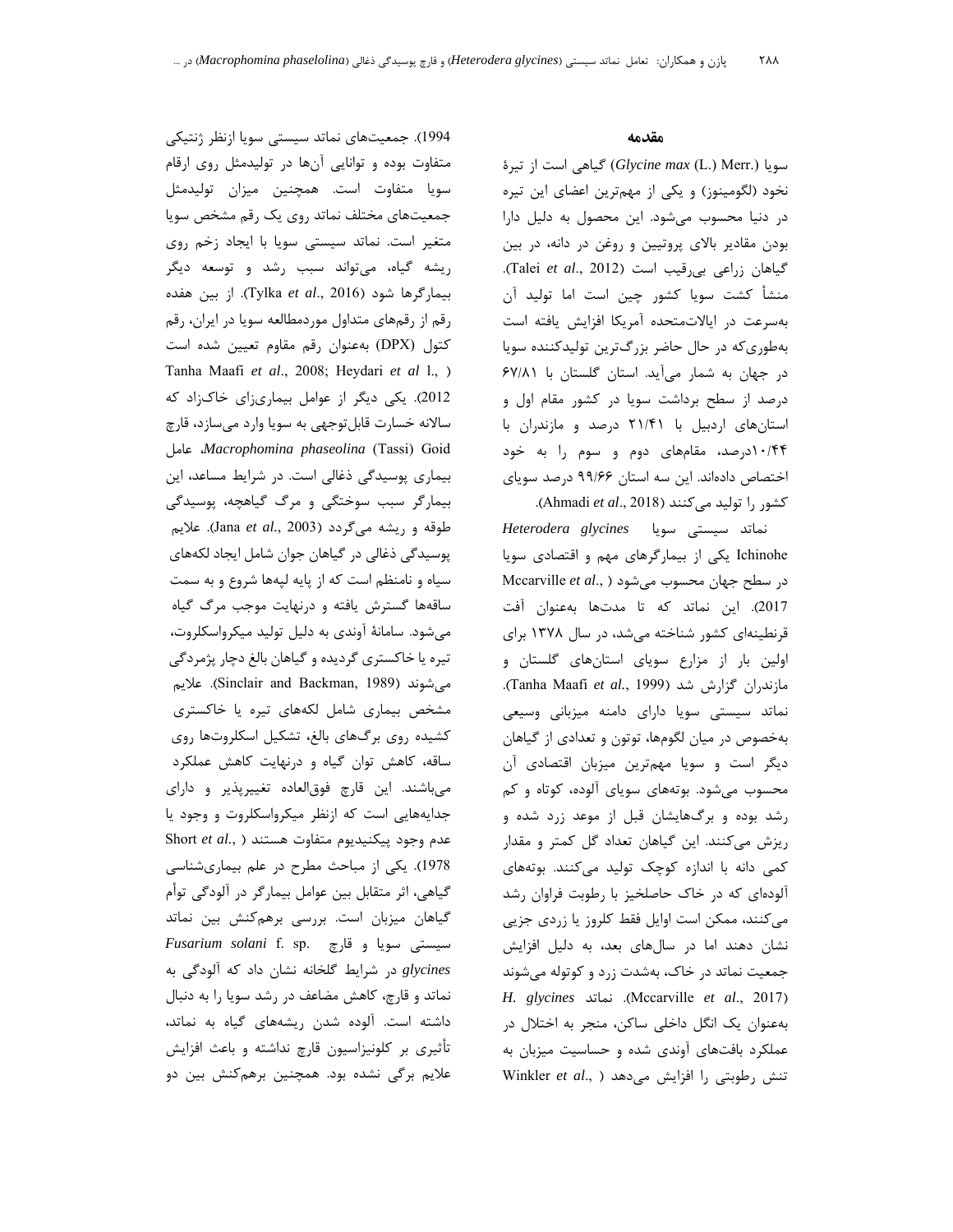## مقدمه

سویا (*Glycine max* (L.) Merr.) گیاهی است از تیرهٔ نخود (لگومینوز) و یکی از مهم‌ترین اعضای این تیره در دنیا محسوب می‌شود. این محصول به دلیل دارا بودن مقادیر بالای پروتیین و روغن در دانه، در بین گیاهان زراعی بی‌رقیب است (Talei *et al*., 2012). منشأ کشت سویا کشور چین است اما تولید آن به‌سرعت در ایالات‌متحده آمریکا افزایش یافته است به‌طوری‌که در حال حاضر بزرگ‌ترین تولیدکننده سویا در جهان به شمار می‌آید. استان گلستان با ۶۷/۸۱ درصد از سطح برداشت سویا در کشور مقام اول و استان‌های اردبیل با ۲۱/۴۱ درصد و مازندران با ۱۰/۴۴درصد، مقام‌های دوم و سوم را به خود اختصاص داده‌اند. این سه استان ۹۹/۶۶ درصد سویای کشور را تولید می‌کنند (Ahmadi *et al*., 2018).

نماتد سیستی سویا *Heterodera glycines* Ichinohe یکی از بیمارگرهای مهم و اقتصادی سویا در سطح جهان محسوب می‌شود (Mccarville *et al*., 2017). این نماتد که تا مدت‌ها به‌عنوان آفت قرنطینه‌ای کشور شناخته می‌شد، در سال ۱۳۷۸ برای اولین بار از مزارع سویای استان‌های گلستان و مازندران گزارش شد (Tanha Maafi *et al*., 1999). نماتد سیستی سویا دارای دامنه میزبانی وسیعی به‌خصوص در میان لگوم‌ها، توتون و تعدادی از گیاهان دیگر است و سویا مهم‌ترین میزبان اقتصادی آن محسوب می‌شود. بوته‌های سویای آلوده، کوتاه و کم رشد بوده و برگ‌هایشان قبل از موعد زرد شده و ریزش می‌کنند. این گیاهان تعداد گل کمتر و مقدار کمی دانه با اندازه کوچک تولید می‌کنند. بوته‌های آلوده‌ای که در خاک حاصلخیز با رطوبت فراوان رشد می‌کنند، ممکن است اوایل فقط کلروز یا زردی جزیی نشان دهند اما در سال‌های بعد، به دلیل افزایش جمعیت نماتد در خاک، به‌شدت زرد و کوتوله می‌شوند (Mccarville *et al*., 2017). نماتد *H. glycines* به‌عنوان یک انگل داخلی ساکن، منجر به اختلال در عملکرد بافت‌های آلوده شده و حساسیت میزبان به تنش رطوبتی را افزایش می‌دهد (Winkler *et al*., 1994). جمعیت‌های نماتد سیستی سویا ازنظر ژنتیکی متفاوت بوده و توانایی آن‌ها در تولیدمثل روی ارقام سویا متفاوت است. همچنین میزان تولیدمثل جمعیت‌های مختلف نماتد روی یک رقم مشخص سویا متغیر است. نماتد سیستی سویا با ایجاد زخم روی ریشه گیاه، می‌تواند سبب رشد و توسعه دیگر بیمارگرها شود (Tylka *et al*., 2016). از بین هفده رقم از رقم‌های متداول موردمطالعه سویا در ایران، رقم کتول (DPX) به‌عنوان رقم مقاوم تعیین شده است (Tanha Maafi *et al*., 2008; Heydari *et al* l., 2012). یکی دیگر از عوامل بیماری‌زای خاک‌زاد که سالانه خسارت قابل‌توجهی به سویا وارد می‌سازد، قارچ *Macrophomina phaseolina* (Tassi) Goid، عامل بیماری پوسیدگی ذغالی است. در شرایط مساعد، این بیمارگر سبب سوختگی و مرگ گیاهچه، پوسیدگی طوقه و ریشه می‌گردد (Jana *et al*., 2003). علایم پوسیدگی ذغالی در گیاهان جوان شامل ایجاد لکه‌های سیاه و نامنظم است که از پایه لپه‌ها شروع و به سمت ساقه‌ها گسترش یافته و درنهایت موجب مرگ گیاه می‌شود. سامانهٔ آوندی به دلیل تولید میکرواسکلروت، تیره یا خاکستری گردیده و گیاهان بالغ دچار پژمردگی می‌شوند (Sinclair and Backman, 1989). علایم مشخص بیماری شامل لکه‌های تیره یا خاکستری کشیده روی برگ‌های بالغ، تشکیل اسکلروت‌ها روی ساقه، کاهش توان گیاه و درنهایت کاهش عملکرد می‌باشند. این قارچ فوق‌العاده تغییرپذیر و دارای جدایه‌هایی است که ازنظر میکرواسکلروت و وجود یا عدم وجود پیکنیدیوم متفاوت هستند (Short *et al*., 1978). یکی از مباحث مطرح در علم بیماری‌شناسی گیاهی، اثر متقابل بین عوامل بیمارگر در آلودگی توأم گیاهان میزبان است. بررسی برهم‌کنش بین نماتد سیستی سویا و قارچ *Fusarium solani* f. sp. *glycines* در شرایط گلخانه نشان داد که آلودگی به نماتد و قارچ، کاهش مضاعف در رشد سویا را به دنبال داشته است. آلوده شدن ریشه‌های گیاه به نماتد، تأثیری بر کلونیزاسیون قارچ نداشته و باعث افزایش علایم برگی نشده بود. همچنین برهم‌کنش بین دو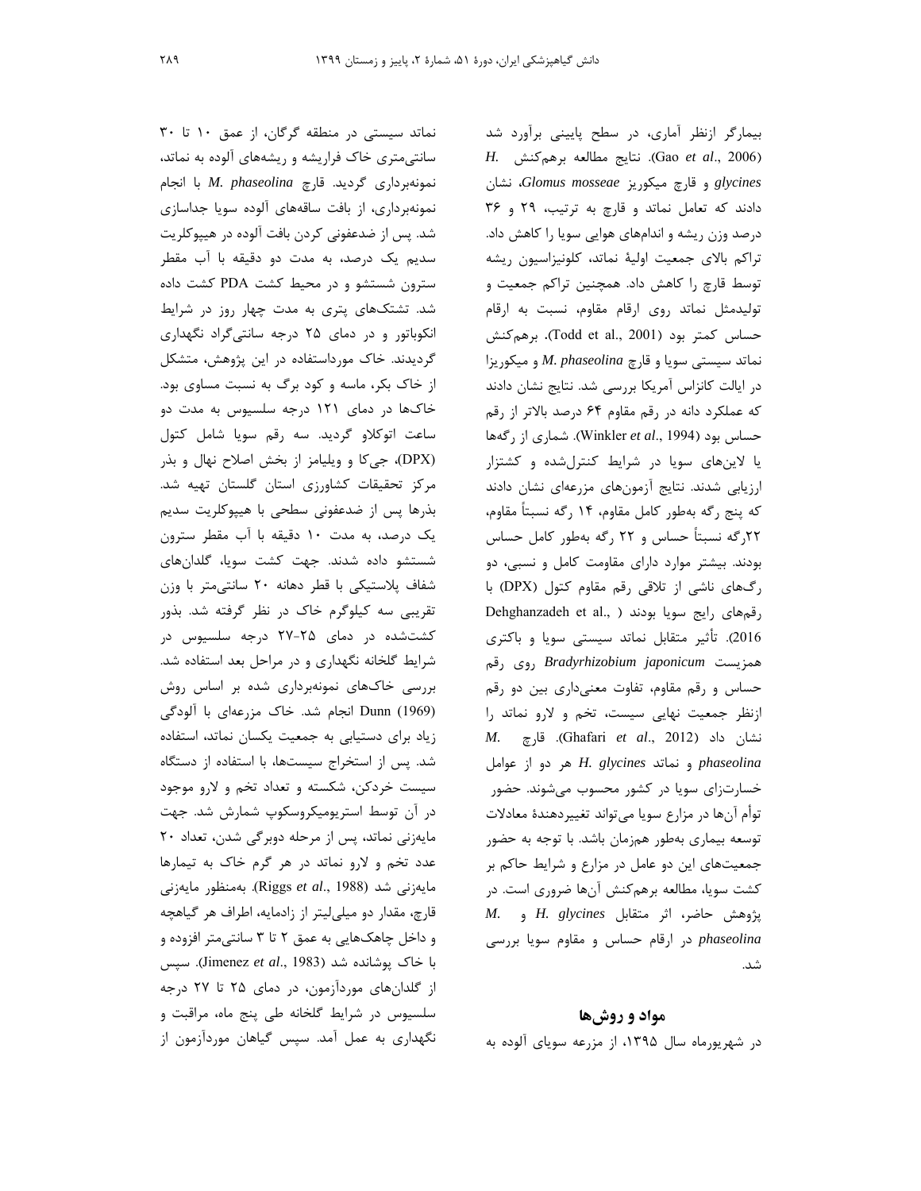بیمارگر ازنظر آماری، در سطح پایینی برآورد شد (Gao *et al*., 2006). نتایج مطالعه برهم‌کنش *H. glycines* و قارچ میکوریز *Glomus mosseae*، نشان دادند که تعامل نماتد و قارچ به ترتیب، ۲۹ و ۳۶ درصد وزن ریشه و اندام‌های هوایی سویا را کاهش داد. تراکم بالای جمعیت اولیهٔ نماتد، کلونیزاسیون ریشه توسط قارچ را کاهش داد. همچنین تراکم جمعیت و تولیدمثل نماتد روی ارقام مقاوم، نسبت به ارقام حساس کمتر بود (Todd et al., 2001). برهم‌کنش نماتد سیستی سویا و قارچ *M. phaseolina* و میکوریزا در ایالت کانزاس آمریکا بررسی شد. نتایج نشان دادند که عملکرد دانه در رقم مقاوم ۶۴ درصد بالاتر از رقم حساس بود (Winkler *et al*., 1994). شماری از رگه‌ها یا لاین‌های سویا در شرایط کنترل‌شده و کشتزار ارزیابی شدند. نتایج آزمون‌های مزرعه‌ای نشان دادند که پنج رگه به‌طور کامل مقاوم، ۱۴ رگه نسبتاً مقاوم، ۲۲رگه نسبتاً حساس و ۲۲ رگه به‌طور کامل حساس بودند. بیشتر موارد دارای مقاومت کامل و نسبی، دو رگ‌های ناشی از تلاقی رقم مقاوم کتول (DPX) با رقم‌های رایج سویا بودند (Dehghanzadeh et al., 2016). تأثیر متقابل نماتد سیستی سویا و باکتری همزیست *Bradyrhizobium japonicum* روی رقم حساس و رقم مقاوم، تفاوت معنی‌داری بین دو رقم ازنظر جمعیت نهایی سیست، تخم و لارو نماتد را نشان داد (Ghafari *et al*., 2012). قارچ *M. phaseolina* و نماتد *H. glycines* هر دو از عوامل خسارت‌زای سویا در کشور محسوب می‌شوند. حضور توأم آن‌ها در مزارع سویا می‌تواند تغییردهندهٔ معادلات توسعه بیماری به‌طور هم‌زمان باشد. با توجه به حضور جمعیت‌های این دو عامل در مزارع و شرایط حاکم بر کشت سویا، مطالعه برهم‌کنش آن‌ها ضروری است. در پژوهش حاضر، اثر متقابل *H. glycines* و *M. phaseolina* در ارقام حساس و مقاوم سویا بررسی شد.

## مواد و روش‌ها

در شهریورماه سال ۱۳۹۵، از مزرعه سویای آلوده به نماتد سیستی در منطقه گرگان، از عمق ۱۰ تا ۳۰ سانتی‌متری خاک فراریشه و ریشه‌های آلوده به نماتد، نمونه‌برداری گردید. قارچ *M. phaseolina* با انجام نمونه‌برداری، از بافت ساقه‌های آلوده سویا جداسازی شد. پس از ضدعفونی کردن بافت آلوده در هیپوکلریت سدیم یک درصد، به مدت دو دقیقه با آب مقطر سترون شستشو و در محیط کشت PDA کشت داده شد. تشتک‌های پتری به مدت چهار روز در شرایط انکوباتور و در دمای ۲۵ درجه سانتی‌گراد نگهداری گردیدند. خاک مورداستفاده در این پژوهش، متشکل از خاک بکر، ماسه و کود برگ به نسبت مساوی بود. خاک‌ها در دمای ۱۲۱ درجه سلسیوس به مدت دو ساعت اتوکلاو گردید. سه رقم سویا شامل کتول (DPX)، جی‌کا و ویلیامز از بخش اصلاح نهال و بذر مرکز تحقیقات کشاورزی استان گلستان تهیه شد. بذرها پس از ضدعفونی سطحی با هیپوکلریت سدیم یک درصد، به مدت ۱۰ دقیقه با آب مقطر سترون شستشو داده شدند. جهت کشت سویا، گلدان‌های شفاف پلاستیکی با قطر دهانه ۲۰ سانتی‌متر با وزن تقریبی سه کیلوگرم خاک در نظر گرفته شد. بذور کشت‌شده در دمای ۲۵-۲۷ درجه سلسیوس در شرایط گلخانه نگهداری و در مراحل بعد استفاده شد. بررسی خاک‌های نمونه‌برداری شده بر اساس روش Dunn (1969) انجام شد. خاک مزرعه‌ای با آلودگی زیاد برای دستیابی به جمعیت یکسان نماتد، استفاده شد. پس از استخراج سیست‌ها، با استفاده از دستگاه سیست خردکن، شکسته و تعداد تخم و لارو موجود در آن توسط استریومیکروسکوپ شمارش شد. جهت مایه‌زنی نماتد، پس از مرحله دوبرگی شدن، تعداد ۲۰ عدد تخم و لارو نماتد در هر گرم خاک به تیمارها مایه‌زنی شد (Riggs *et al*., 1988). به‌منظور مایه‌زنی قارچ، مقدار دو میلی‌لیتر از زادمایه، اطراف هر گیاهچه و داخل چاهک‌هایی به عمق ۲ تا ۳ سانتی‌متر افزوده و با خاک پوشانده شد (Jimenez *et al*., 1983). سپس از گلدان‌های موردآزمون، در دمای ۲۵ تا ۲۷ درجه سلسیوس در شرایط گلخانه طی پنج ماه، مراقبت و نگهداری به عمل آمد. سپس گیاهان موردآزمون از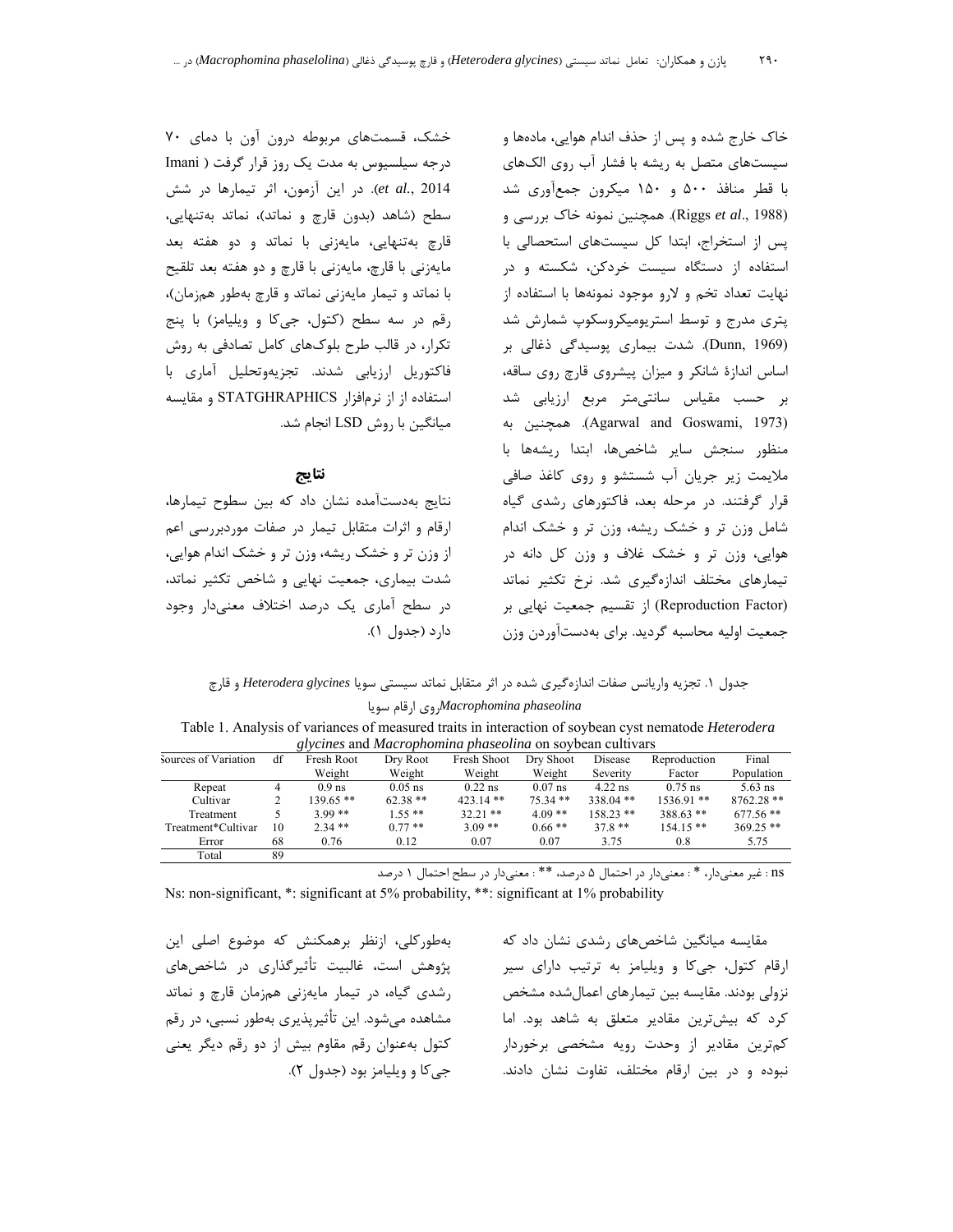خاک خارج شده و پس از حذف اندام هوایی، ماده‌ها و سیست‌های متصل به ریشه با فشار آب روی الک‌های با قطر منافذ ۵۰۰ و ۱۵۰ میکرون جمع‌آوری شد (Riggs *et al*., 1988). همچنین نمونه خاک بررسی و پس از استخراج، ابتدا کل سیست‌های استحصالی با استفاده از دستگاه سیست خردکن، شکسته و در نهایت تعداد تخم و لارو موجود نمونه‌ها با استفاده از پتری مدرج و توسط استریومیکروسکوپ شمارش شد (Dunn, 1969). شدت بیماری پوسیدگی ذغالی بر اساس اندازهٔ شانکر و میزان پیشروی قارچ روی ساقه، بر حسب مقیاس سانتی‌متر مربع ارزیابی شد (Agarwal and Goswami, 1973). همچنین به منظور سنجش سایر شاخص‌ها، ابتدا ریشه‌ها با ملایمت زیر جریان آب شستشو و روی کاغذ صافی قرار گرفتند. در مرحله بعد، فاکتورهای رشدی گیاه شامل وزن تر و خشک ریشه، وزن تر و خشک اندام هوایی، وزن تر و خشک غلاف و وزن کل دانه در تیمارهای مختلف اندازه‌گیری شد. نرخ تکثیر نماتد (Reproduction Factor) از تقسیم جمعیت نهایی بر جمعیت اولیه محاسبه گردید. برای به‌دست‌آوردن وزن خشک، قسمت‌های مربوطه درون آون با دمای ۷۰ درجه سیلسیوس به مدت یک روز قرار گرفت (Imani *et al*., 2014). در این آزمون، اثر تیمارها در شش سطح (شاهد (بدون قارچ و نماتد)، نماتد به‌تنهایی، قارچ به‌تنهایی، مایه‌زنی با نماتد و دو هفته بعد مایه‌زنی با قارچ، مایه‌زنی با قارچ و دو هفته بعد تلقیح با نماتد و تیمار مایه‌زنی نماتد و قارچ به‌طور هم‌زمان)، رقم در سه سطح (کتول، جی‌کا و ویلیامز) با پنج تکرار، در قالب طرح بلوک‌های کامل تصادفی به روش فاکتوریل ارزیابی شدند. تجزیه‌وتحلیل آماری با استفاده از از نرم‌افزار STATGHRAPHICS و مقایسه میانگین با روش LSD انجام شد.

## نتایج

نتایج به‌دست‌آمده نشان داد که بین سطوح تیمارها، ارقام و اثرات متقابل تیمار در صفات موردبررسی اعم از وزن تر و خشک ریشه، وزن تر و خشک اندام هوایی، شدت بیماری، جمعیت نهایی و شاخص تکثیر نماتد، در سطح آماری یک درصد اختلاف معنی‌دار وجود دارد (جدول ۱).

جدول ۱. تجزیه واریانس صفات اندازه‌گیری شده در اثر متقابل نماتد سیستی سویا *Heterodera glycines* و قارچ *Macrophomina phaseolina* روی ارقام سویا

Table 1. Analysis of variances of measured traits in interaction of soybean cyst nematode *Heterodera glycines* and *Macrophomina phaseolina* on soybean cultivars

| Sources of Variation | df | Fresh Root Weight | Dry Root Weight | Fresh Shoot Weight | Dry Shoot Weight | Disease Severity | Reproduction Factor | Final Population |
|---|---|---|---|---|---|---|---|---|
| Repeat | 4 | 0.9 ns | 0.05 ns | 0.22 ns | 0.07 ns | 4.22 ns | 0.75 ns | 5.63 ns |
| Cultivar | 2 | 139.65 ** | 62.38 ** | 423.14 ** | 75.34 ** | 338.04 ** | 1536.91 ** | 8762.28 ** |
| Treatment | 5 | 3.99 ** | 1.55 ** | 32.21 ** | 4.09 ** | 158.23 ** | 388.63 ** | 677.56 ** |
| Treatment*Cultivar | 10 | 2.34 ** | 0.77 ** | 3.09 ** | 0.66 ** | 37.8 ** | 154.15 ** | 369.25 ** |
| Error | 68 | 0.76 | 0.12 | 0.07 | 0.07 | 3.75 | 0.8 | 5.75 |
| Total | 89 | | | | | | | |

ns : غیر معنی‌دار، * : معنی‌دار در احتمال ۵ درصد، ** : معنی‌دار در سطح احتمال ۱ درصد

Ns: non-significant, *: significant at 5% probability, **: significant at 1% probability

مقایسه میانگین شاخص‌های رشدی نشان داد که ارقام کتول، جی‌کا و ویلیامز به ترتیب دارای سیر نزولی بودند. مقایسه بین تیمارهای اعمال‌شده مشخص کرد که بیش‌ترین مقادیر متعلق به شاهد بود. اما کم‌ترین مقادیر از وحدت رویه مشخصی برخوردار نبوده و در بین ارقام مختلف، تفاوت نشان دادند. به‌طورکلی، ازنظر برهمکنش که موضوع اصلی این پژوهش است، غالبیت تأثیرگذاری در شاخص‌های رشدی گیاه، در تیمار مایه‌زنی هم‌زمان قارچ و نماتد مشاهده می‌شود. این تأثیرپذیری به‌طور نسبی، در رقم کتول به‌عنوان رقم مقاوم بیش از دو رقم دیگر یعنی جی‌کا و ویلیامز بود (جدول ۲).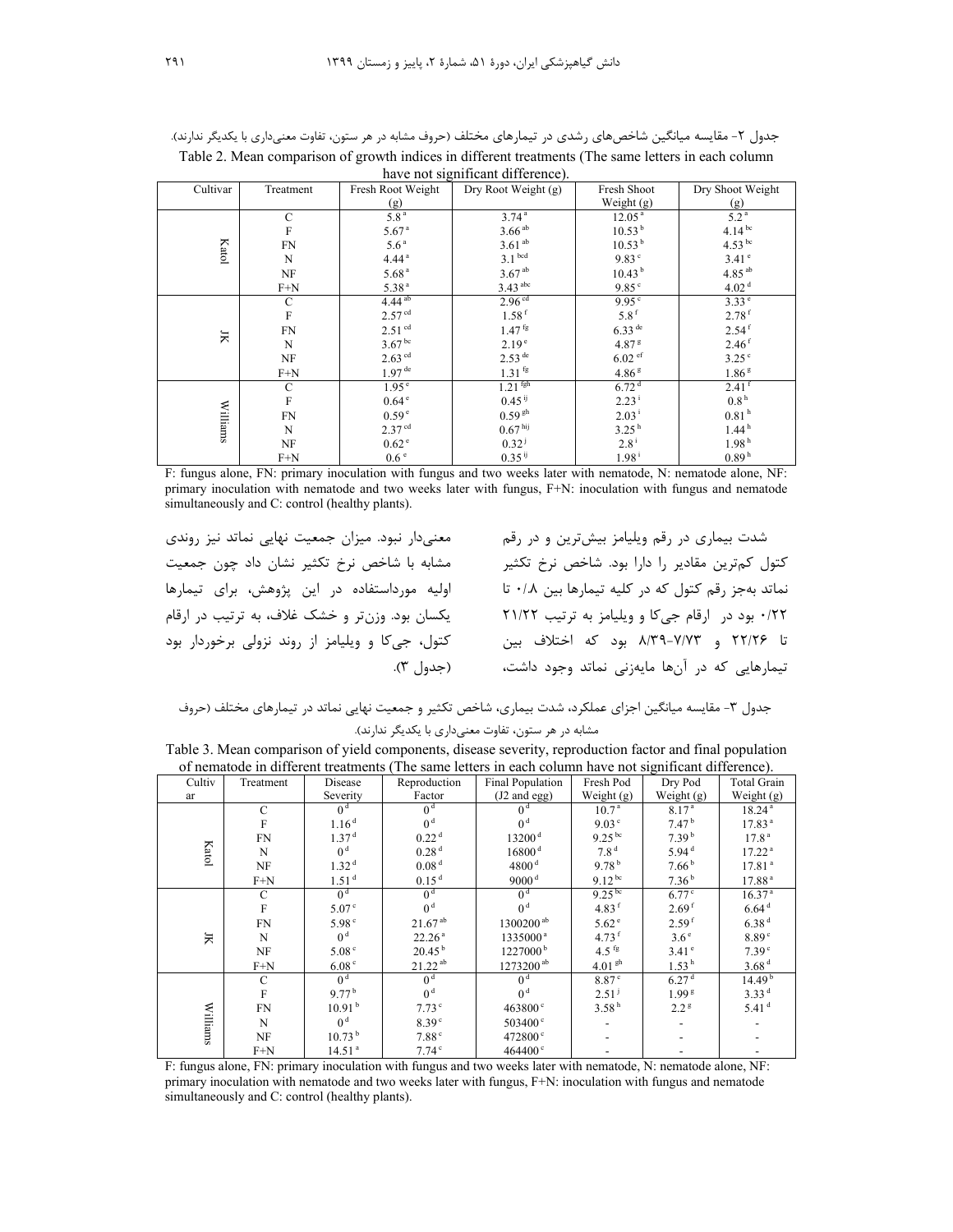جدول ۲- مقایسه میانگین شاخص‌های رشدی در تیمارهای مختلف (حروف مشابه در هر ستون، تفاوت معنی‌داری با یکدیگر ندارند).

Table 2. Mean comparison of growth indices in different treatments (The same letters in each column have not significant difference).

| Cultivar | Treatment | Fresh Root Weight (g) | Dry Root Weight (g) | Fresh Shoot Weight (g) | Dry Shoot Weight (g) |
|---|---|---|---|---|---|
| Katol | C | 5.8 [a] | 3.74 [a] | 12.05 [a] | 5.2 [a] |
| | F | 5.67 [a] | 3.66 [ab] | 10.53 [b] | 4.14 [bc] |
| | FN | 5.6 [a] | 3.61 [ab] | 10.53 [b] | 4.53 [bc] |
| | N | 4.44 [a] | 3.1 [bcd] | 9.83 [c] | 3.41 [e] |
| | NF | 5.68 [a] | 3.67 [ab] | 10.43 [b] | 4.85 [ab] |
| | F+N | 5.38 [a] | 3.43 [abc] | 9.85 [c] | 4.02 [d] |
| JK | C | 4.44 [ab] | 2.96 [cd] | 9.95 [c] | 3.33 [e] |
| | F | 2.57 [cd] | 1.58 [f] | 5.8 [f] | 2.78 [f] |
| | FN | 2.51 [cd] | 1.47 [fg] | 6.33 [de] | 2.54 [f] |
| | N | 3.67 [bc] | 2.19 [e] | 4.87 [g] | 2.46 [f] |
| | NF | 2.63 [cd] | 2.53 [de] | 6.02 [ef] | 3.25 [c] |
| | F+N | 1.97 [de] | 1.31 [fg] | 4.86 [g] | 1.86 [g] |
| Williams | C | 1.95 [e] | 1.21 [fgh] | 6.72 [d] | 2.41 [f] |
| | F | 0.64 [e] | 0.45 [ij] | 2.23 [i] | 0.8 [h] |
| | FN | 0.59 [e] | 0.59 [gh] | 2.03 [i] | 0.81 [h] |
| | N | 2.37 [cd] | 0.67 [hij] | 3.25 [h] | 1.44 [h] |
| | NF | 0.62 [e] | 0.32 [j] | 2.8 [i] | 1.98 [h] |
| | F+N | 0.6 [e] | 0.35 [ij] | 1.98 [i] | 0.89 [h] |

F: fungus alone, FN: primary inoculation with fungus and two weeks later with nematode, N: nematode alone, NF: primary inoculation with nematode and two weeks later with fungus, F+N: inoculation with fungus and nematode simultaneously and C: control (healthy plants).

شدت بیماری در رقم ویلیامز بیش‌ترین و در رقم کتول کم‌ترین مقادیر را دارا بود. شاخص نرخ تکثیر نماتد به‌جز رقم کتول که در کلیه تیمارها بین ۰/۸ تا ۰/۲۲ بود در ارقام جی‌کا و ویلیامز به ترتیب ۲۱/۲۲ تا ۲۲/۲۶ و ۸/۳۹-۷/۷۳ بود که اختلاف بین تیمارهایی که در آن‌ها مایه‌زنی نماتد وجود داشت، معنی‌دار نبود. میزان جمعیت نهایی نماتد نیز روندی مشابه با شاخص نرخ تکثیر نشان داد چون جمعیت اولیه مورداستفاده در این پژوهش، برای تیمارها یکسان بود. وزن‌تر و خشک غلاف، به ترتیب در ارقام کتول، جی‌کا و ویلیامز از روند نزولی برخوردار بود (جدول ۳).

جدول ۳- مقایسه میانگین اجزای عملکرد، شدت بیماری، شاخص تکثیر و جمعیت نهایی نماتد در تیمارهای مختلف (حروف مشابه در هر ستون، تفاوت معنی‌داری با یکدیگر ندارند).

Table 3. Mean comparison of yield components, disease severity, reproduction factor and final population of nematode in different treatments (The same letters in each column have not significant difference).

| Cultivar | Treatment | Disease Severity | Reproduction Factor | Final Population (J2 and egg) | Fresh Pod Weight (g) | Dry Pod Weight (g) | Total Grain Weight (g) |
|---|---|---|---|---|---|---|---|
| Katol | C | 0 [d] | 0 [d] | 0 [d] | 10.7 [a] | 8.17 [a] | 18.24 [a] |
| | F | 1.16 [d] | 0 [d] | 0 [d] | 9.03 [c] | 7.47 [b] | 17.83 [a] |
| | FN | 1.37 [d] | 0.22 [d] | 13200 [d] | 9.25 [bc] | 7.39 [b] | 17.8 [a] |
| | N | 0 [d] | 0.28 [d] | 16800 [d] | 7.8 [d] | 5.94 [d] | 17.22 [a] |
| | NF | 1.32 [d] | 0.08 [d] | 4800 [d] | 9.78 [b] | 7.66 [b] | 17.81 [a] |
| | F+N | 1.51 [d] | 0.15 [d] | 9000 [d] | 9.12 [bc] | 7.36 [b] | 17.88 [a] |
| JK | C | 0 [d] | 0 [d] | 0 [d] | 9.25 [bc] | 6.77 [c] | 16.37 [a] |
| | F | 5.07 [c] | 0 [d] | 0 [d] | 4.83 [f] | 2.69 [f] | 6.64 [d] |
| | FN | 5.98 [c] | 21.67 [ab] | 1300200 [ab] | 5.62 [e] | 2.59 [f] | 6.38 [d] |
| | N | 0 [d] | 22.26 [a] | 1335000 [a] | 4.73 [f] | 3.6 [e] | 8.89 [c] |
| | NF | 5.08 [c] | 20.45 [b] | 1227000 [b] | 4.5 [fg] | 3.41 [e] | 7.39 [c] |
| | F+N | 6.08 [c] | 21.22 [ab] | 1273200 [ab] | 4.01 [gh] | 1.53 [h] | 3.68 [d] |
| Williams | C | 0 [d] | 0 [d] | 0 [d] | 8.87 [c] | 6.27 [d] | 14.49 [b] |
| | F | 9.77 [b] | 0 [d] | 0 [d] | 2.51 [j] | 1.99 [g] | 3.33 [d] |
| | FN | 10.91 [b] | 7.73 [c] | 463800 [c] | 3.58 [h] | 2.2 [g] | 5.41 [d] |
| | N | 0 [d] | 8.39 [c] | 503400 [c] | - | - | - |
| | NF | 10.73 [b] | 7.88 [c] | 472800 [c] | - | - | - |
| | F+N | 14.51 [a] | 7.74 [c] | 464400 [c] | - | - | - |

F: fungus alone, FN: primary inoculation with fungus and two weeks later with nematode, N: nematode alone, NF: primary inoculation with nematode and two weeks later with fungus, F+N: inoculation with fungus and nematode simultaneously and C: control (healthy plants).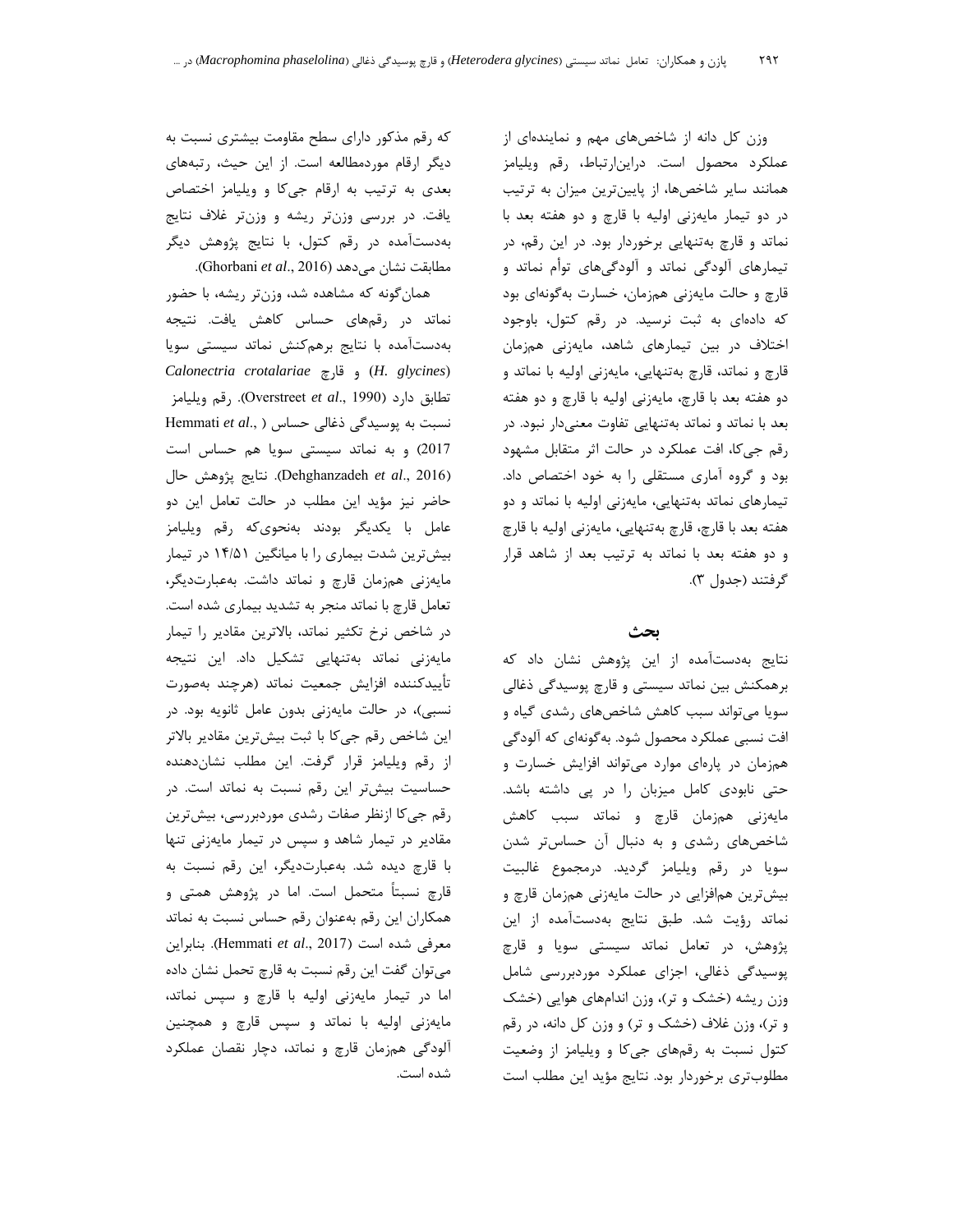وزن کل دانه از شاخص‌های مهم و نماینده‌ای از عملکرد محصول است. دراین‌ارتباط، رقم ویلیامز همانند سایر شاخص‌ها، از پایین‌ترین میزان به ترتیب در دو تیمار مایه‌زنی اولیه با قارچ و دو هفته بعد با نماتد و قارچ به‌تنهایی برخوردار بود. در این رقم، در تیمارهای آلودگی نماتد و آلودگی‌های توأم نماتد و قارچ و حالت مایه‌زنی هم‌زمان، خسارت به‌گونه‌ای بود که داده‌ای به ثبت نرسید. در رقم کتول، باوجود اختلاف در بین تیمارهای شاهد، مایه‌زنی هم‌زمان قارچ و نماتد، قارچ به‌تنهایی، مایه‌زنی اولیه با نماتد و دو هفته بعد با قارچ، مایه‌زنی اولیه با قارچ و دو هفته بعد با نماتد و نماتد به‌تنهایی تفاوت معنی‌دار نبود. در رقم جی‌کا، افت عملکرد در حالت اثر متقابل مشهود بود و گروه آماری مستقلی را به خود اختصاص داد. تیمارهای نماتد به‌تنهایی، مایه‌زنی اولیه با نماتد و دو هفته بعد با قارچ، قارچ به‌تنهایی، مایه‌زنی اولیه با قارچ و دو هفته بعد با نماتد به ترتیب بعد از شاهد قرار گرفتند (جدول ۳).

## بحث

نتایج به‌دست‌آمده از این پژوهش نشان داد که برهمکنش بین نماتد سیستی و قارچ پوسیدگی ذغالی سویا می‌تواند سبب کاهش شاخص‌های رشدی گیاه و افت نسبی عملکرد محصول شود. به‌گونه‌ای که آلودگی هم‌زمان در پاره‌ای موارد می‌تواند افزایش خسارت و حتی نابودی کامل میزبان را در پی داشته باشد. مایه‌زنی هم‌زمان قارچ و نماتد سبب کاهش شاخص‌های رشدی و به دنبال آن حساس‌تر شدن سویا در رقم ویلیامز گردید. درمجموع غالبیت بیش‌ترین هم‌افزایی در حالت مایه‌زنی هم‌زمان قارچ و نماتد رؤیت شد. طبق نتایج به‌دست‌آمده از این پژوهش، در تعامل نماتد سیستی سویا و قارچ پوسیدگی ذغالی، اجزای عملکرد موردبررسی شامل وزن ریشه (خشک و تر)، وزن اندام‌های هوایی (خشک و تر)، وزن غلاف (خشک و تر) و وزن کل دانه، در رقم کتول نسبت به رقم‌های جی‌کا و ویلیامز از وضعیت مطلوب‌تری برخوردار بود. نتایج مؤید این مطلب است که رقم مذکور دارای سطح مقاومت بیشتری نسبت به دیگر ارقام موردمطالعه است. از این حیث، رتبه‌های بعدی به ترتیب به ارقام جی‌کا و ویلیامز اختصاص یافت. در بررسی وزن‌تر ریشه و وزن‌تر غلاف نتایج به‌دست‌آمده در رقم کتول، با نتایج پژوهش دیگر مطابقت نشان می‌دهد (Ghorbani *et al*., 2016).

همان‌گونه که مشاهده شد، وزن‌تر ریشه، با حضور نماتد در رقم‌های حساس کاهش یافت. نتیجه به‌دست‌آمده با نتایج برهم‌کنش نماتد سیستی سویا (*H. glycines*) و قارچ *Calonectria crotalariae* تطابق دارد (Overstreet *et al*., 1990). رقم ویلیامز نسبت به پوسیدگی ذغالی حساس (Hemmati *et al*., 2017) و به نماتد سیستی سویا هم حساس است (Dehghanzadeh *et al*., 2016). نتایج پژوهش حال حاضر نیز مؤید این مطلب در حالت تعامل این دو عامل با یکدیگر بودند به‌نحوی‌که رقم ویلیامز بیش‌ترین شدت بیماری را با میانگین ۱۴/۵۱ در تیمار مایه‌زنی هم‌زمان قارچ و نماتد داشت. به‌عبارت‌دیگر، تعامل قارچ با نماتد منجر به تشدید بیماری شده است. در شاخص نرخ تکثیر نماتد، بالاترین مقادیر را تیمار مایه‌زنی نماتد به‌تنهایی تشکیل داد. این نتیجه تأییدکننده افزایش جمعیت نماتد (هرچند به‌صورت نسبی)، در حالت مایه‌زنی بدون عامل ثانویه بود. در این شاخص رقم جی‌کا با ثبت بیش‌ترین مقادیر بالاتر از رقم ویلیامز قرار گرفت. این مطلب نشان‌دهنده حساسیت بیش‌تر این رقم نسبت به نماتد است. در رقم جی‌کا ازنظر صفات رشدی موردبررسی، بیش‌ترین مقادیر در تیمار شاهد و سپس در تیمار مایه‌زنی تنها با قارچ دیده شد. به‌عبارت‌دیگر، این رقم نسبت به قارچ نسبتاً متحمل است. اما در پژوهش همتی و همکاران این رقم به‌عنوان رقم حساس نسبت به نماتد معرفی شده است (Hemmati *et al*., 2017). بنابراین می‌توان گفت این رقم نسبت به قارچ تحمل نشان داده اما در تیمار مایه‌زنی اولیه با قارچ و سپس نماتد، مایه‌زنی اولیه با نماتد و سپس قارچ و همچنین آلودگی هم‌زمان قارچ و نماتد، دچار نقصان عملکرد شده است.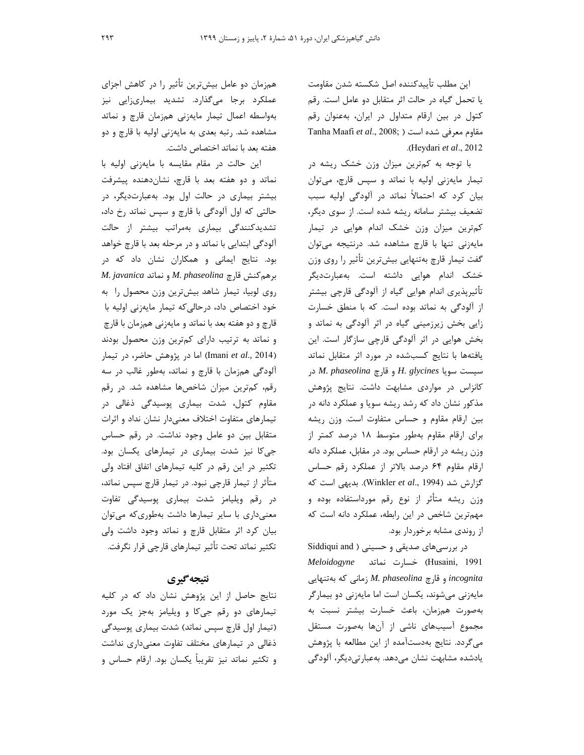این مطلب تأییدکننده اصل شکسته شدن مقاومت یا تحمل گیاه در حالت اثر متقابل دو عامل است. رقم کتول در بین ارقام متداول در ایران، به‌عنوان رقم مقاوم معرفی شده است (Tanha Maafi *et al*., 2008; Heydari *et al*., 2012).

با توجه به کم‌ترین میزان وزن خشک ریشه در تیمار مایه‌زنی اولیه با نماتد و سپس قارچ، می‌توان بیان کرد که احتمالاً نماتد در آلودگی اولیه سبب تضعیف بیشتر سامانه ریشه شده است. از سوی دیگر، کم‌ترین میزان وزن خشک اندام هوایی در تیمار مایه‌زنی تنها با قارچ مشاهده شد. درنتیجه می‌توان گفت تیمار قارچ به‌تنهایی بیش‌ترین تأثیر را روی وزن خشک اندام هوایی داشته است. به‌عبارت‌دیگر تأثیرپذیری اندام هوایی گیاه از آلودگی قارچی بیشتر از آلودگی به نماتد بوده است. که با منطق خسارت زایی بخش زیرزمینی گیاه در اثر آلودگی به نماتد و بخش هوایی در اثر آلودگی قارچی سازگار است. این یافته‌ها با نتایج کسب‌شده در مورد اثر متقابل نماتد سیست سویا *H. glycines* و قارچ *M. phaseolina* در کانزاس در مواردی مشابهت داشت. نتایج پژوهش مذکور نشان داد که رشد ریشه سویا و عملکرد دانه در بین ارقام مقاوم و حساس متفاوت است. وزن ریشه برای ارقام مقاوم به‌طور متوسط ۱۸ درصد کمتر از وزن ریشه در ارقام حساس بود. در مقابل، عملکرد دانه ارقام مقاوم ۶۴ درصد بالاتر از عملکرد رقم حساس گزارش شد (Winkler *et al*., 1994). بدیهی است که وزن ریشه متأثر از نوع رقم مورداستفاده بوده و مهم‌ترین شاخص در این رابطه، عملکرد دانه است که از روندی مشابه برخوردار بود.

در بررسی‌های صدیقی و حسینی (Siddiqui and Husaini, 1991) خسارت نماتد *Meloidogyne incognita* و قارچ *M. phaseolina* زمانی که به‌تنهایی مایه‌زنی می‌شوند، یکسان است اما مایه‌زنی دو بیمارگر به‌صورت همزمان، باعث خسارت بیشتر نسبت به مجموع آسیب‌های ناشی از آن‌ها به‌صورت مستقل می‌گردد. نتایج به‌دست‌آمده از این مطالعه با پژوهش یادشده مشابهت نشان می‌دهد. به‌عبارتی‌دیگر، آلودگی همزمان دو عامل بیش‌ترین تأثیر را در کاهش اجزای عملکرد برجا می‌گذارد. تشدید بیماری‌زایی نیز به‌واسطه اعمال تیمار مایه‌زنی همزمان قارچ و نماتد مشاهده شد. رتبه بعدی به مایه‌زنی اولیه با قارچ و دو هفته بعد با نماتد اختصاص داشت.

این حالت در مقام مقایسه با مایه‌زنی اولیه با نماتد و دو هفته بعد با قارچ، نشان‌دهنده پیشرفت بیشتر بیماری در حالت اول بود. به‌عبارت‌دیگر، در حالتی که اول آلودگی با قارچ و سپس نماتد رخ داد، تشدیدکنندگی بیماری به‌مراتب بیشتر از حالت آلودگی ابتدایی با نماتد و در مرحله بعد با قارچ خواهد بود. نتایج ایمانی و همکاران نشان داد که در برهم‌کنش قارچ *M. phaseolina* و نماتد *M. javanica* روی لوبیا، تیمار شاهد بیش‌ترین وزن محصول را به خود اختصاص داد، درحالی‌که تیمار مایه‌زنی اولیه با قارچ و دو هفته بعد با نماتد و مایه‌زنی همزمان با قارچ و نماتد به ترتیب دارای کم‌ترین وزن محصول بودند (Imani *et al*., 2014) اما در پژوهش حاضر، در تیمار آلودگی همزمان با قارچ و نماتد، به‌طور غالب در سه رقم، کم‌ترین میزان شاخص‌ها مشاهده شد. در رقم مقاوم کتول، شدت بیماری پوسیدگی ذغالی در تیمارهای متفاوت اختلاف معنی‌دار نشان نداد و اثرات متقابل بین دو عامل وجود نداشت. در رقم حساس جی‌کا نیز شدت بیماری در تیمارهای یکسان بود. تکثیر در این رقم در کلیه تیمارهای اتفاق افتاد ولی متأثر از تیمار قارچی نبود. در تیمار قارچ سپس نماتد، در رقم ویلیامز شدت بیماری پوسیدگی تفاوت معنی‌داری با سایر تیمارها داشت به‌طوری‌که می‌توان بیان کرد اثر متقابل قارچ و نماتد وجود داشت ولی تکثیر نماتد تحت تأثیر تیمارهای قارچی قرار نگرفت.

## نتیجه‌گیری

نتایج حاصل از این پژوهش نشان داد که در کلیه تیمارهای دو رقم جی‌کا و ویلیامز به‌جز یک مورد (تیمار اول قارچ سپس نماتد) شدت بیماری پوسیدگی ذغالی در تیمارهای مختلف تفاوت معنی‌داری نداشت و تکثیر نماتد نیز تقریباً یکسان بود. ارقام حساس و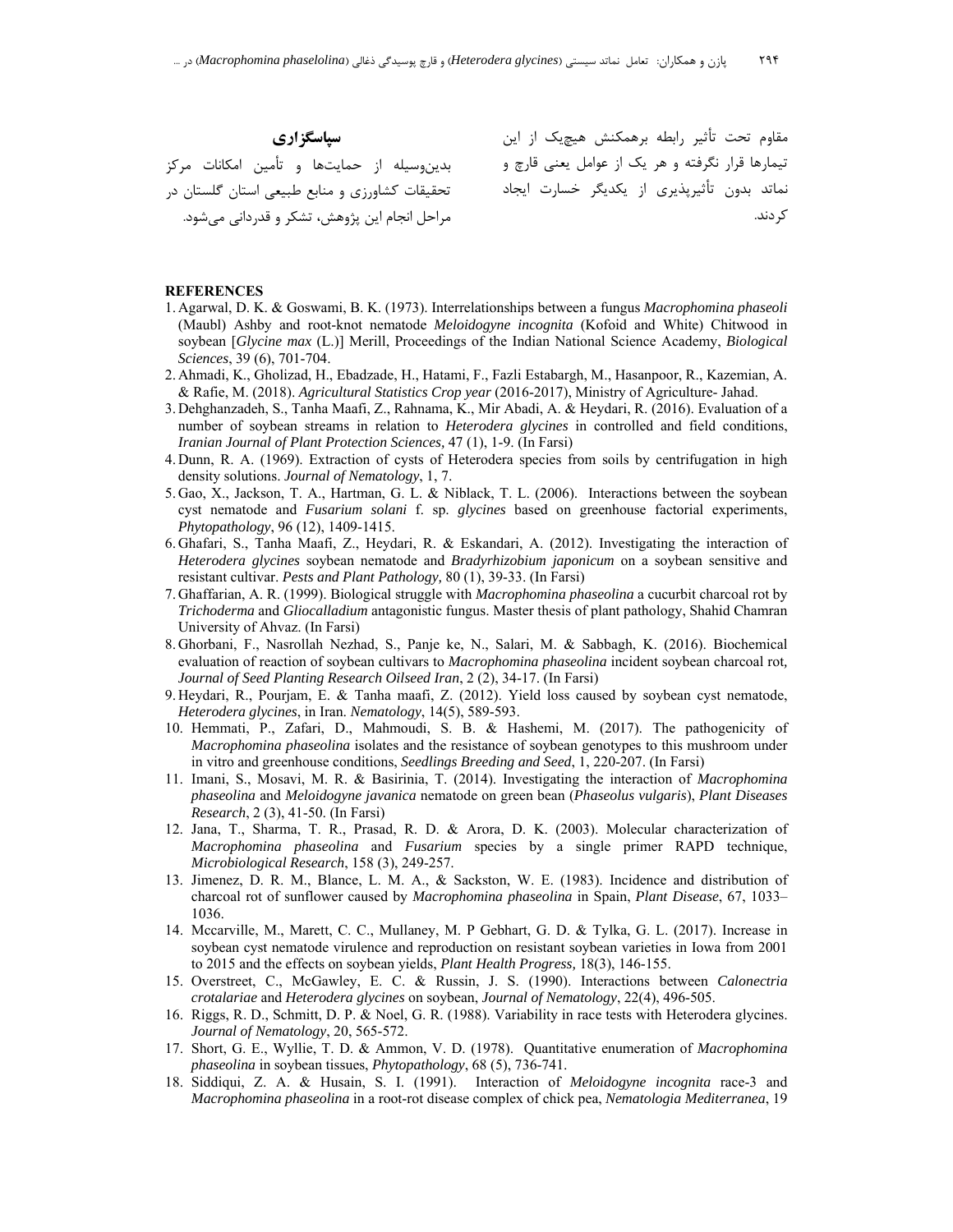مقاوم تحت تأثیر رابطه برهمکنش هیچیک از این تیمارها قرار نگرفته و هر یک از عوامل یعنی قارچ و نماتد بدون تأثیرپذیری از یکدیگر خسارت ایجاد کردند.

## سپاسگزاری

بدین‌وسیله از حمایت‌ها و تأمین امکانات مرکز تحقیقات کشاورزی و منابع طبیعی استان گلستان در مراحل انجام این پژوهش، تشکر و قدردانی می‌شود.

## REFERENCES

1. Agarwal, D. K. & Goswami, B. K. (1973). Interrelationships between a fungus *Macrophomina phaseoli* (Maubl) Ashby and root-knot nematode *Meloidogyne incognita* (Kofoid and White) Chitwood in soybean [*Glycine max* (L.)] Merill, Proceedings of the Indian National Science Academy, *Biological Sciences*, 39 (6), 701-704.
2. Ahmadi, K., Gholizad, H., Ebadzade, H., Hatami, F., Fazli Estabargh, M., Hasanpoor, R., Kazemian, A. & Rafie, M. (2018). *Agricultural Statistics Crop year* (2016-2017), Ministry of Agriculture- Jahad.
3. Dehghanzadeh, S., Tanha Maafi, Z., Rahnama, K., Mir Abadi, A. & Heydari, R. (2016). Evaluation of a number of soybean streams in relation to *Heterodera glycines* in controlled and field conditions, *Iranian Journal of Plant Protection Sciences,* 47 (1), 1-9. (In Farsi)
4. Dunn, R. A. (1969). Extraction of cysts of Heterodera species from soils by centrifugation in high density solutions. *Journal of Nematology*, 1, 7.
5. Gao, X., Jackson, T. A., Hartman, G. L. & Niblack, T. L. (2006). Interactions between the soybean cyst nematode and *Fusarium solani* f. sp. *glycines* based on greenhouse factorial experiments, *Phytopathology*, 96 (12), 1409-1415.
6. Ghafari, S., Tanha Maafi, Z., Heydari, R. & Eskandari, A. (2012). Investigating the interaction of *Heterodera glycines* soybean nematode and *Bradyrhizobium japonicum* on a soybean sensitive and resistant cultivar. *Pests and Plant Pathology,* 80 (1), 39-33. (In Farsi)
7. Ghaffarian, A. R. (1999). Biological struggle with *Macrophomina phaseolina* a cucurbit charcoal rot by *Trichoderma* and *Gliocalladium* antagonistic fungus. Master thesis of plant pathology, Shahid Chamran University of Ahvaz. (In Farsi)
8. Ghorbani, F., Nasrollah Nezhad, S., Panje ke, N., Salari, M. & Sabbagh, K. (2016). Biochemical evaluation of reaction of soybean cultivars to *Macrophomina phaseolina* incident soybean charcoal rot*, Journal of Seed Planting Research Oilseed Iran*, 2 (2), 34-17. (In Farsi)
9. Heydari, R., Pourjam, E. & Tanha maafi, Z. (2012). Yield loss caused by soybean cyst nematode, *Heterodera glycines*, in Iran. *Nematology*, 14(5), 589-593.
10. Hemmati, P., Zafari, D., Mahmoudi, S. B. & Hashemi, M. (2017). The pathogenicity of *Macrophomina phaseolina* isolates and the resistance of soybean genotypes to this mushroom under in vitro and greenhouse conditions, *Seedlings Breeding and Seed*, 1, 220-207. (In Farsi)
11. Imani, S., Mosavi, M. R. & Basirinia, T. (2014). Investigating the interaction of *Macrophomina phaseolina* and *Meloidogyne javanica* nematode on green bean (*Phaseolus vulgaris*), *Plant Diseases Research*, 2 (3), 41-50. (In Farsi)
12. Jana, T., Sharma, T. R., Prasad, R. D. & Arora, D. K. (2003). Molecular characterization of *Macrophomina phaseolina* and *Fusarium* species by a single primer RAPD technique, *Microbiological Research*, 158 (3), 249-257.
13. Jimenez, D. R. M., Blance, L. M. A., & Sackston, W. E. (1983). Incidence and distribution of charcoal rot of sunflower caused by *Macrophomina phaseolina* in Spain, *Plant Disease*, 67, 1033–1036.
14. Mccarville, M., Marett, C. C., Mullaney, M. P Gebhart, G. D. & Tylka, G. L. (2017). Increase in soybean cyst nematode virulence and reproduction on resistant soybean varieties in Iowa from 2001 to 2015 and the effects on soybean yields, *Plant Health Progress,* 18(3), 146-155.
15. Overstreet, C., McGawley, E. C. & Russin, J. S. (1990). Interactions between *Calonectria crotalariae* and *Heterodera glycines* on soybean, *Journal of Nematology*, 22(4), 496-505.
16. Riggs, R. D., Schmitt, D. P. & Noel, G. R. (1988). Variability in race tests with Heterodera glycines. *Journal of Nematology*, 20, 565-572.
17. Short, G. E., Wyllie, T. D. & Ammon, V. D. (1978). Quantitative enumeration of *Macrophomina phaseolina* in soybean tissues, *Phytopathology*, 68 (5), 736-741.
18. Siddiqui, Z. A. & Husain, S. I. (1991). Interaction of *Meloidogyne incognita* race-3 and *Macrophomina phaseolina* in a root-rot disease complex of chick pea, *Nematologia Mediterranea*, 19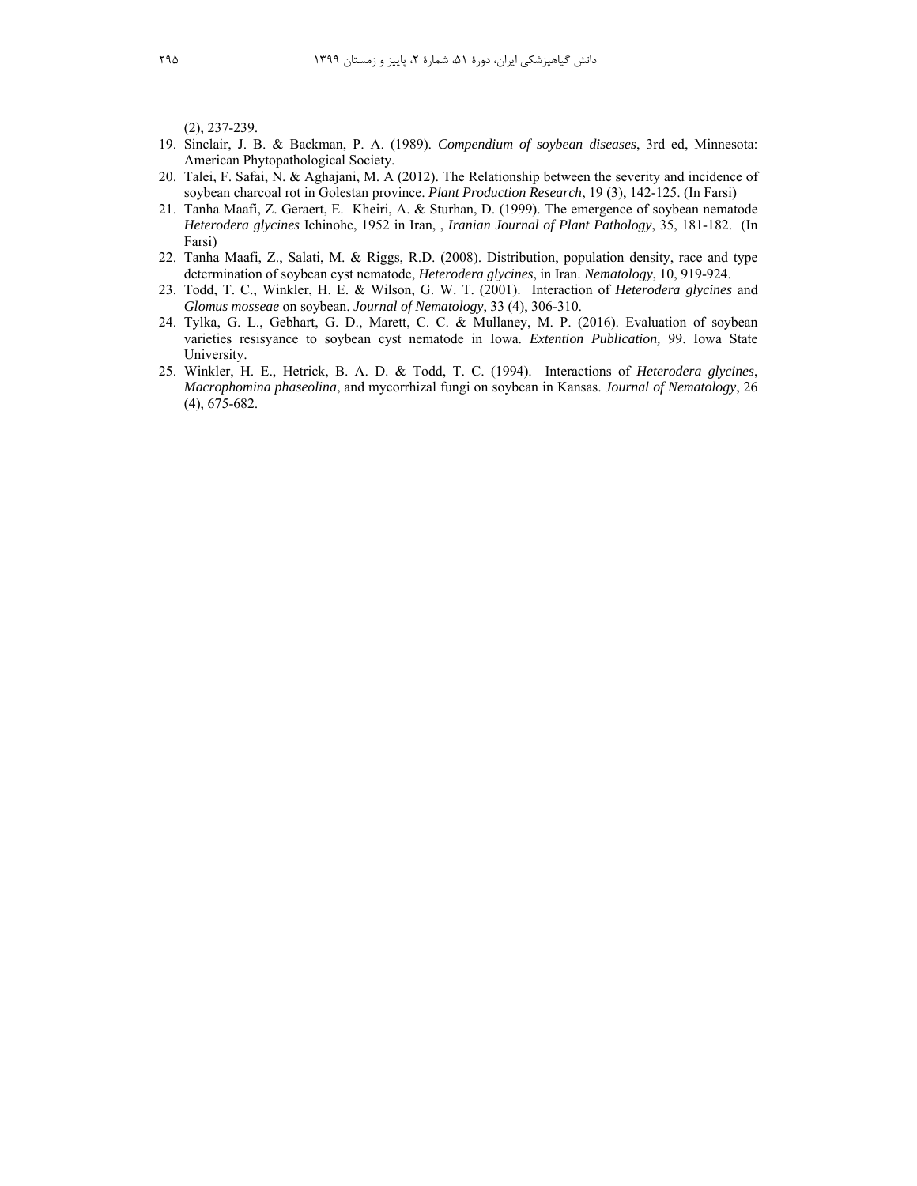(2), 237-239.

19. Sinclair, J. B. & Backman, P. A. (1989). *Compendium of soybean diseases*, 3rd ed, Minnesota: American Phytopathological Society.
20. Talei, F. Safai, N. & Aghajani, M. A (2012). The Relationship between the severity and incidence of soybean charcoal rot in Golestan province. *Plant Production Research*, 19 (3), 142-125. (In Farsi)
21. Tanha Maafi, Z. Geraert, E. Kheiri, A. & Sturhan, D. (1999). The emergence of soybean nematode *Heterodera glycines* Ichinohe, 1952 in Iran, , *Iranian Journal of Plant Pathology*, 35, 181-182. (In Farsi)
22. Tanha Maafi, Z., Salati, M. & Riggs, R.D. (2008). Distribution, population density, race and type determination of soybean cyst nematode, *Heterodera glycines*, in Iran. *Nematology*, 10, 919-924.
23. Todd, T. C., Winkler, H. E. & Wilson, G. W. T. (2001). Interaction of *Heterodera glycines* and *Glomus mosseae* on soybean. *Journal of Nematology*, 33 (4), 306-310.
24. Tylka, G. L., Gebhart, G. D., Marett, C. C. & Mullaney, M. P. (2016). Evaluation of soybean varieties resisyance to soybean cyst nematode in Iowa. *Extention Publication,* 99. Iowa State University.
25. Winkler, H. E., Hetrick, B. A. D. & Todd, T. C. (1994). Interactions of *Heterodera glycines*, *Macrophomina phaseolina*, and mycorrhizal fungi on soybean in Kansas. *Journal of Nematology*, 26 (4), 675-682.